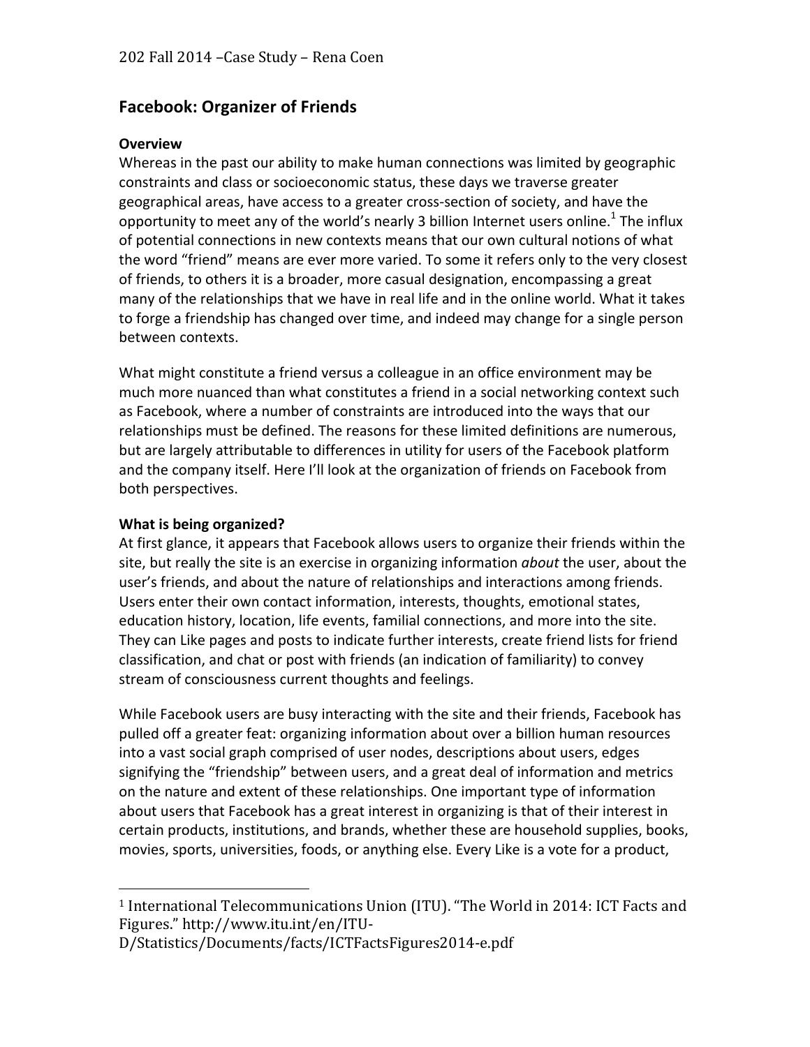202 Fall 2014 –Case Study – Rena Coen

## Facebook: Organizer of Friends

### Overview

Whereas in the past our ability to make human connections was limited by geographic constraints and class or socioeconomic status, these days we traverse greater geographical areas, have access to a greater cross-section of society, and have the opportunity to meet any of the world's nearly 3 billion Internet users online.[1] The influx of potential connections in new contexts means that our own cultural notions of what the word "friend" means are ever more varied. To some it refers only to the very closest of friends, to others it is a broader, more casual designation, encompassing a great many of the relationships that we have in real life and in the online world. What it takes to forge a friendship has changed over time, and indeed may change for a single person between contexts.

What might constitute a friend versus a colleague in an office environment may be much more nuanced than what constitutes a friend in a social networking context such as Facebook, where a number of constraints are introduced into the ways that our relationships must be defined. The reasons for these limited definitions are numerous, but are largely attributable to differences in utility for users of the Facebook platform and the company itself. Here I'll look at the organization of friends on Facebook from both perspectives.

### What is being organized?

At first glance, it appears that Facebook allows users to organize their friends within the site, but really the site is an exercise in organizing information *about* the user, about the user's friends, and about the nature of relationships and interactions among friends. Users enter their own contact information, interests, thoughts, emotional states, education history, location, life events, familial connections, and more into the site. They can Like pages and posts to indicate further interests, create friend lists for friend classification, and chat or post with friends (an indication of familiarity) to convey stream of consciousness current thoughts and feelings.

While Facebook users are busy interacting with the site and their friends, Facebook has pulled off a greater feat: organizing information about over a billion human resources into a vast social graph comprised of user nodes, descriptions about users, edges signifying the "friendship" between users, and a great deal of information and metrics on the nature and extent of these relationships. One important type of information about users that Facebook has a great interest in organizing is that of their interest in certain products, institutions, and brands, whether these are household supplies, books, movies, sports, universities, foods, or anything else. Every Like is a vote for a product,

---

[1] International Telecommunications Union (ITU). "The World in 2014: ICT Facts and Figures." http://www.itu.int/en/ITU-D/Statistics/Documents/facts/ICTFactsFigures2014-e.pdf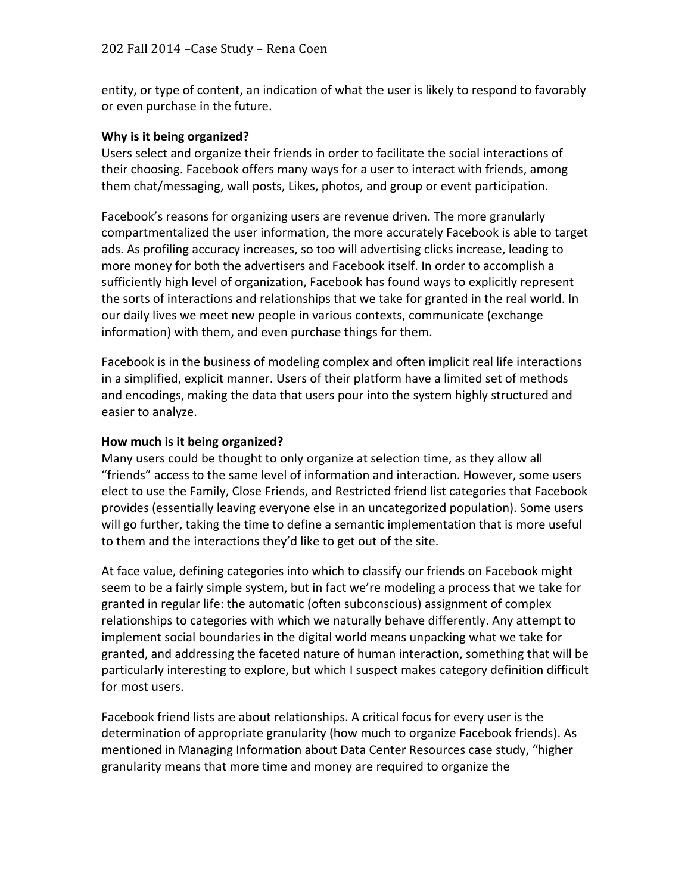entity, or type of content, an indication of what the user is likely to respond to favorably or even purchase in the future.

**Why is it being organized?**

Users select and organize their friends in order to facilitate the social interactions of their choosing. Facebook offers many ways for a user to interact with friends, among them chat/messaging, wall posts, Likes, photos, and group or event participation.

Facebook's reasons for organizing users are revenue driven. The more granularly compartmentalized the user information, the more accurately Facebook is able to target ads. As profiling accuracy increases, so too will advertising clicks increase, leading to more money for both the advertisers and Facebook itself. In order to accomplish a sufficiently high level of organization, Facebook has found ways to explicitly represent the sorts of interactions and relationships that we take for granted in the real world. In our daily lives we meet new people in various contexts, communicate (exchange information) with them, and even purchase things for them.

Facebook is in the business of modeling complex and often implicit real life interactions in a simplified, explicit manner. Users of their platform have a limited set of methods and encodings, making the data that users pour into the system highly structured and easier to analyze.

**How much is it being organized?**

Many users could be thought to only organize at selection time, as they allow all "friends" access to the same level of information and interaction. However, some users elect to use the Family, Close Friends, and Restricted friend list categories that Facebook provides (essentially leaving everyone else in an uncategorized population). Some users will go further, taking the time to define a semantic implementation that is more useful to them and the interactions they'd like to get out of the site.

At face value, defining categories into which to classify our friends on Facebook might seem to be a fairly simple system, but in fact we're modeling a process that we take for granted in regular life: the automatic (often subconscious) assignment of complex relationships to categories with which we naturally behave differently. Any attempt to implement social boundaries in the digital world means unpacking what we take for granted, and addressing the faceted nature of human interaction, something that will be particularly interesting to explore, but which I suspect makes category definition difficult for most users.

Facebook friend lists are about relationships. A critical focus for every user is the determination of appropriate granularity (how much to organize Facebook friends). As mentioned in Managing Information about Data Center Resources case study, "higher granularity means that more time and money are required to organize the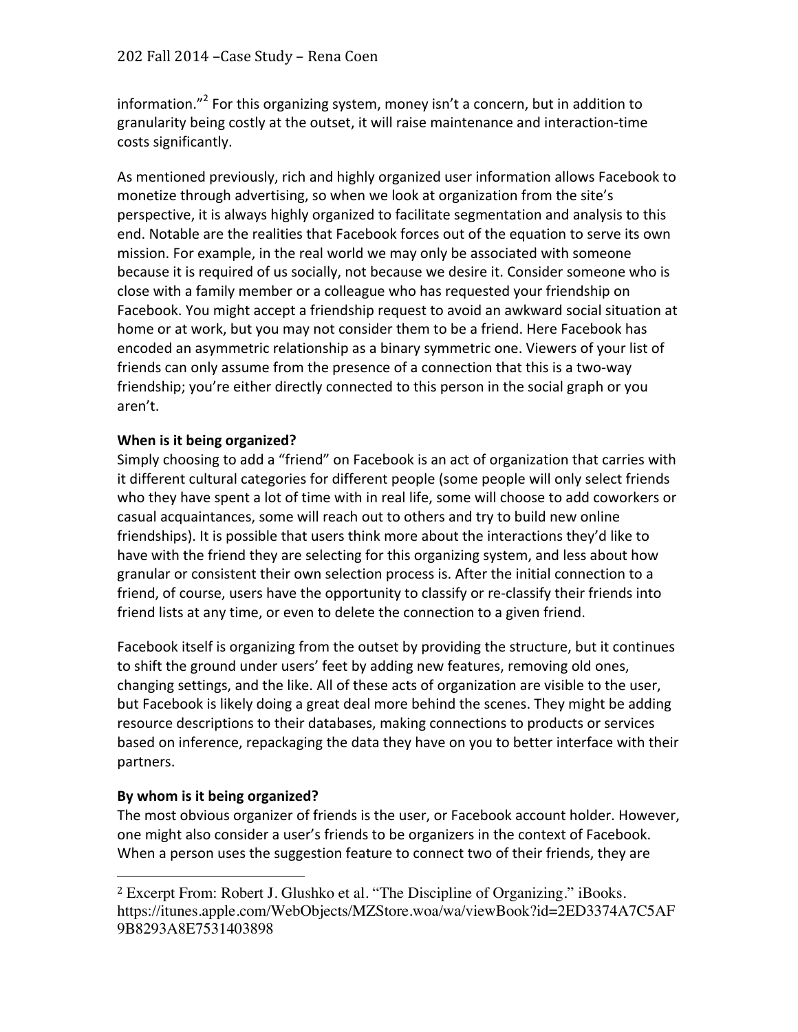information."[2] For this organizing system, money isn't a concern, but in addition to granularity being costly at the outset, it will raise maintenance and interaction-time costs significantly.

As mentioned previously, rich and highly organized user information allows Facebook to monetize through advertising, so when we look at organization from the site's perspective, it is always highly organized to facilitate segmentation and analysis to this end. Notable are the realities that Facebook forces out of the equation to serve its own mission. For example, in the real world we may only be associated with someone because it is required of us socially, not because we desire it. Consider someone who is close with a family member or a colleague who has requested your friendship on Facebook. You might accept a friendship request to avoid an awkward social situation at home or at work, but you may not consider them to be a friend. Here Facebook has encoded an asymmetric relationship as a binary symmetric one. Viewers of your list of friends can only assume from the presence of a connection that this is a two-way friendship; you're either directly connected to this person in the social graph or you aren't.

**When is it being organized?**

Simply choosing to add a "friend" on Facebook is an act of organization that carries with it different cultural categories for different people (some people will only select friends who they have spent a lot of time with in real life, some will choose to add coworkers or casual acquaintances, some will reach out to others and try to build new online friendships). It is possible that users think more about the interactions they'd like to have with the friend they are selecting for this organizing system, and less about how granular or consistent their own selection process is. After the initial connection to a friend, of course, users have the opportunity to classify or re-classify their friends into friend lists at any time, or even to delete the connection to a given friend.

Facebook itself is organizing from the outset by providing the structure, but it continues to shift the ground under users' feet by adding new features, removing old ones, changing settings, and the like. All of these acts of organization are visible to the user, but Facebook is likely doing a great deal more behind the scenes. They might be adding resource descriptions to their databases, making connections to products or services based on inference, repackaging the data they have on you to better interface with their partners.

**By whom is it being organized?**

The most obvious organizer of friends is the user, or Facebook account holder. However, one might also consider a user's friends to be organizers in the context of Facebook. When a person uses the suggestion feature to connect two of their friends, they are

---

[2] Excerpt From: Robert J. Glushko et al. "The Discipline of Organizing." iBooks. https://itunes.apple.com/WebObjects/MZStore.woa/wa/viewBook?id=2ED3374A7C5AF9B8293A8E7531403898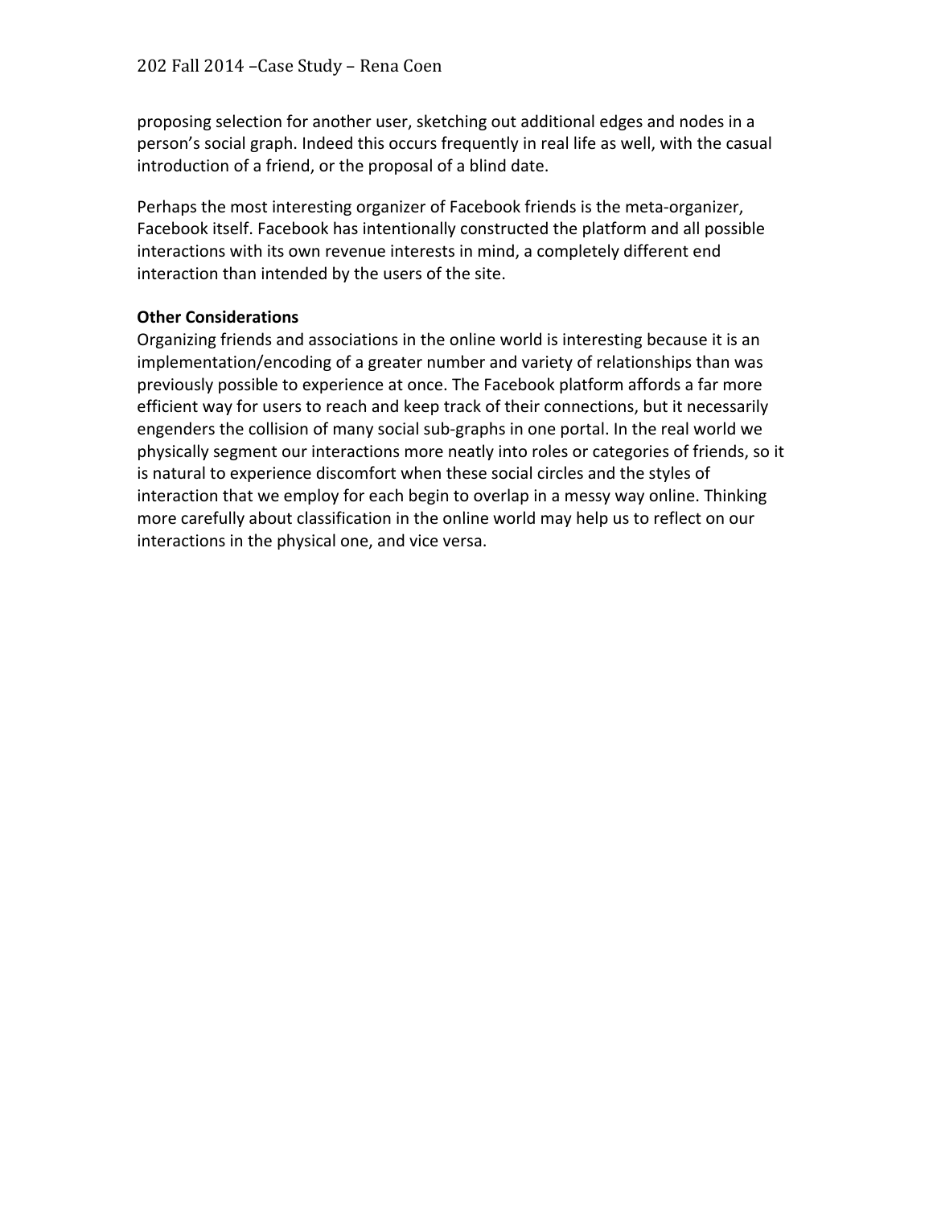proposing selection for another user, sketching out additional edges and nodes in a person's social graph. Indeed this occurs frequently in real life as well, with the casual introduction of a friend, or the proposal of a blind date.

Perhaps the most interesting organizer of Facebook friends is the meta-organizer, Facebook itself. Facebook has intentionally constructed the platform and all possible interactions with its own revenue interests in mind, a completely different end interaction than intended by the users of the site.

**Other Considerations**

Organizing friends and associations in the online world is interesting because it is an implementation/encoding of a greater number and variety of relationships than was previously possible to experience at once. The Facebook platform affords a far more efficient way for users to reach and keep track of their connections, but it necessarily engenders the collision of many social sub-graphs in one portal. In the real world we physically segment our interactions more neatly into roles or categories of friends, so it is natural to experience discomfort when these social circles and the styles of interaction that we employ for each begin to overlap in a messy way online. Thinking more carefully about classification in the online world may help us to reflect on our interactions in the physical one, and vice versa.